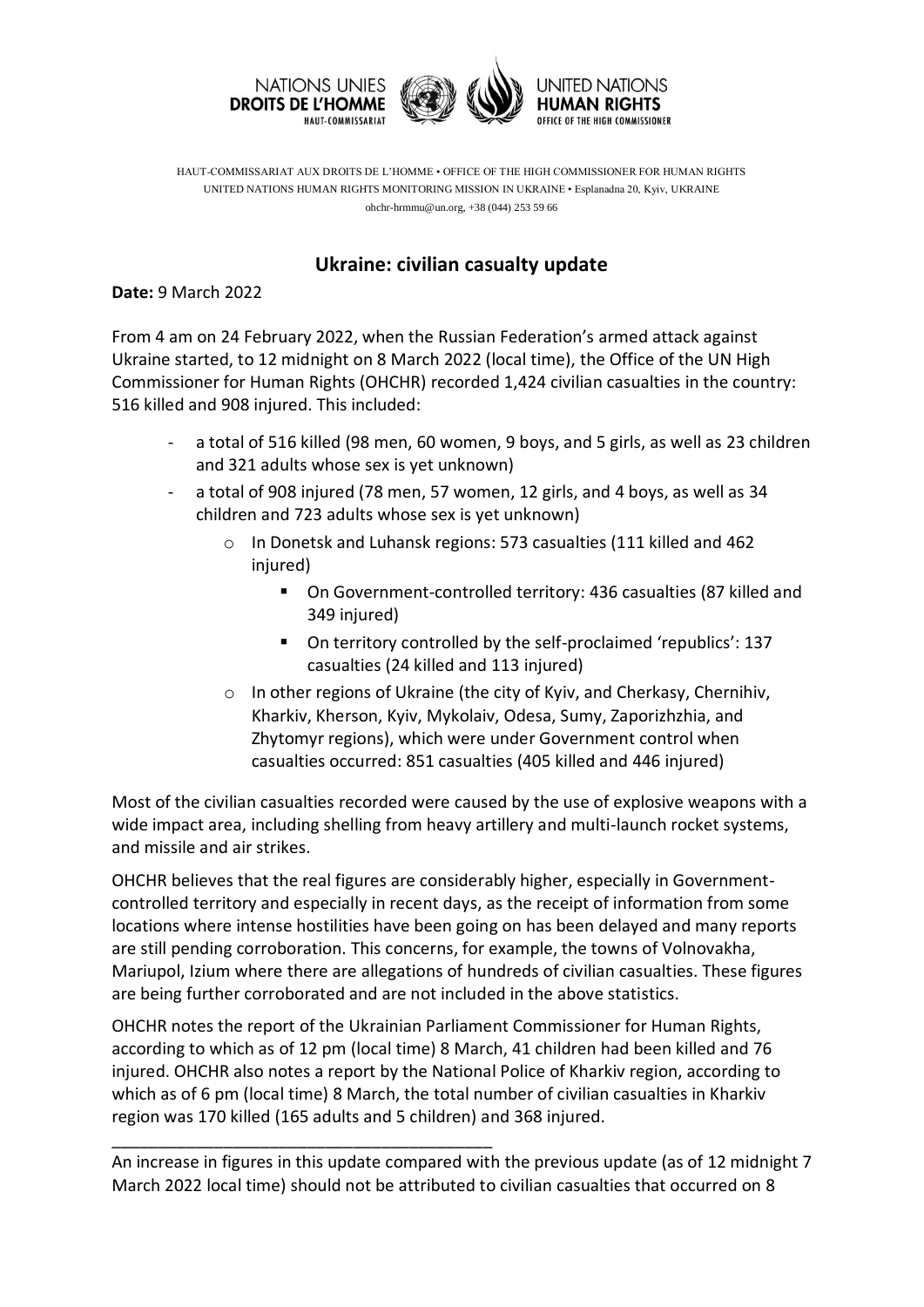NATIONS UNIES
**DROITS DE L'HOMME**
HAUT-COMMISSARIAT

UNITED NATIONS
**HUMAN RIGHTS**
OFFICE OF THE HIGH COMMISSIONER

HAUT-COMMISSARIAT AUX DROITS DE L'HOMME • OFFICE OF THE HIGH COMMISSIONER FOR HUMAN RIGHTS
UNITED NATIONS HUMAN RIGHTS MONITORING MISSION IN UKRAINE • Esplanadna 20, Kyiv, UKRAINE
ohchr-hrmmu@un.org, +38 (044) 253 59 66

# Ukraine: civilian casualty update

**Date:** 9 March 2022

From 4 am on 24 February 2022, when the Russian Federation's armed attack against Ukraine started, to 12 midnight on 8 March 2022 (local time), the Office of the UN High Commissioner for Human Rights (OHCHR) recorded 1,424 civilian casualties in the country: 516 killed and 908 injured. This included:

- a total of 516 killed (98 men, 60 women, 9 boys, and 5 girls, as well as 23 children and 321 adults whose sex is yet unknown)
- a total of 908 injured (78 men, 57 women, 12 girls, and 4 boys, as well as 34 children and 723 adults whose sex is yet unknown)
    - In Donetsk and Luhansk regions: 573 casualties (111 killed and 462 injured)
        - On Government-controlled territory: 436 casualties (87 killed and 349 injured)
        - On territory controlled by the self-proclaimed 'republics': 137 casualties (24 killed and 113 injured)
    - In other regions of Ukraine (the city of Kyiv, and Cherkasy, Chernihiv, Kharkiv, Kherson, Kyiv, Mykolaiv, Odesa, Sumy, Zaporizhzhia, and Zhytomyr regions), which were under Government control when casualties occurred: 851 casualties (405 killed and 446 injured)

Most of the civilian casualties recorded were caused by the use of explosive weapons with a wide impact area, including shelling from heavy artillery and multi-launch rocket systems, and missile and air strikes.

OHCHR believes that the real figures are considerably higher, especially in Government-controlled territory and especially in recent days, as the receipt of information from some locations where intense hostilities have been going on has been delayed and many reports are still pending corroboration. This concerns, for example, the towns of Volnovakha, Mariupol, Izium where there are allegations of hundreds of civilian casualties. These figures are being further corroborated and are not included in the above statistics.

OHCHR notes the report of the Ukrainian Parliament Commissioner for Human Rights, according to which as of 12 pm (local time) 8 March, 41 children had been killed and 76 injured. OHCHR also notes a report by the National Police of Kharkiv region, according to which as of 6 pm (local time) 8 March, the total number of civilian casualties in Kharkiv region was 170 killed (165 adults and 5 children) and 368 injured.

---

An increase in figures in this update compared with the previous update (as of 12 midnight 7 March 2022 local time) should not be attributed to civilian casualties that occurred on 8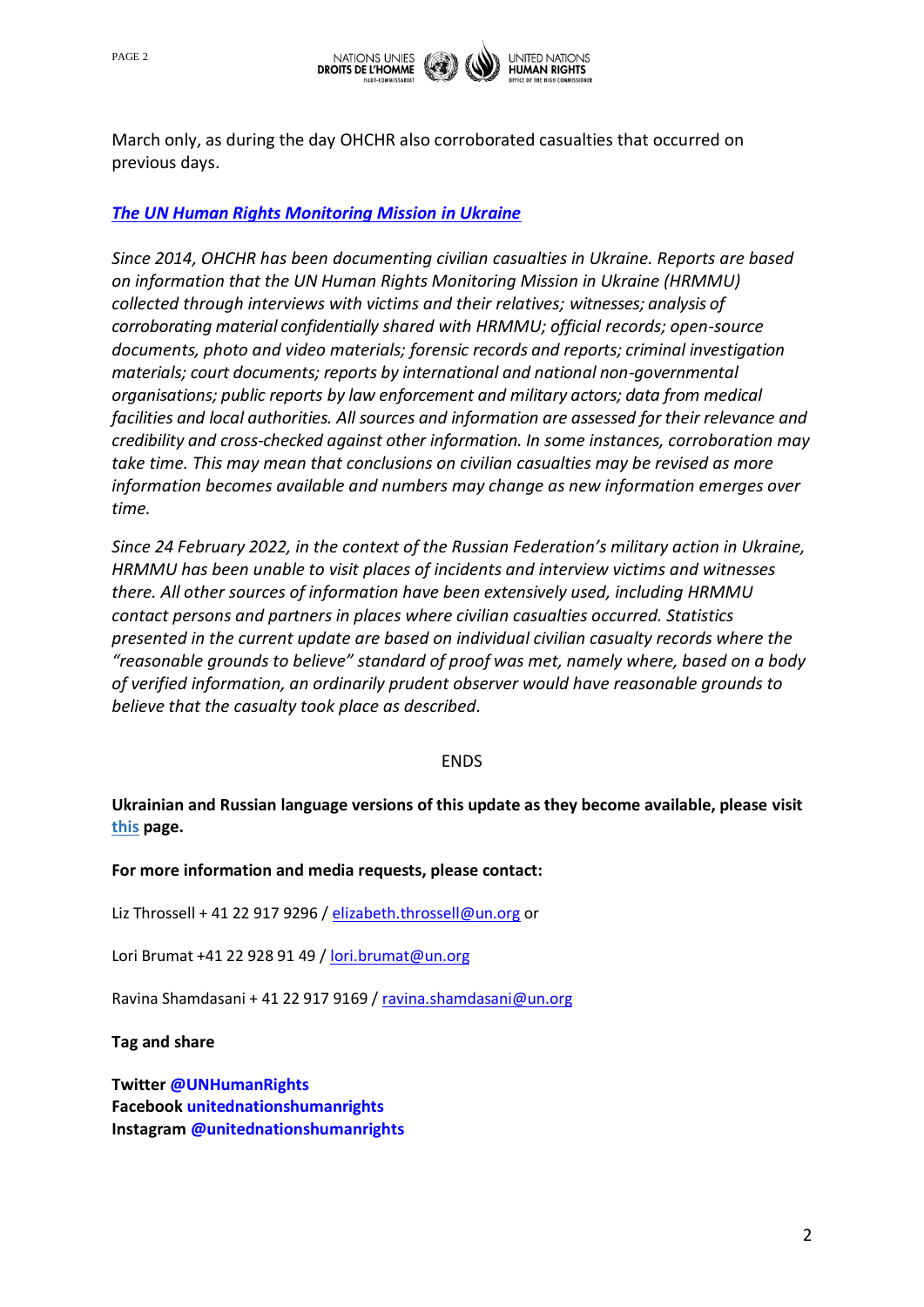March only, as during the day OHCHR also corroborated casualties that occurred on previous days.

***The UN Human Rights Monitoring Mission in Ukraine***

*Since 2014, OHCHR has been documenting civilian casualties in Ukraine. Reports are based on information that the UN Human Rights Monitoring Mission in Ukraine (HRMMU) collected through interviews with victims and their relatives; witnesses; analysis of corroborating material confidentially shared with HRMMU; official records; open-source documents, photo and video materials; forensic records and reports; criminal investigation materials; court documents; reports by international and national non-governmental organisations; public reports by law enforcement and military actors; data from medical facilities and local authorities. All sources and information are assessed for their relevance and credibility and cross-checked against other information. In some instances, corroboration may take time. This may mean that conclusions on civilian casualties may be revised as more information becomes available and numbers may change as new information emerges over time.*

*Since 24 February 2022, in the context of the Russian Federation's military action in Ukraine, HRMMU has been unable to visit places of incidents and interview victims and witnesses there. All other sources of information have been extensively used, including HRMMU contact persons and partners in places where civilian casualties occurred. Statistics presented in the current update are based on individual civilian casualty records where the "reasonable grounds to believe" standard of proof was met, namely where, based on a body of verified information, an ordinarily prudent observer would have reasonable grounds to believe that the casualty took place as described.*

ENDS

**Ukrainian and Russian language versions of this update as they become available, please visit this page.**

**For more information and media requests, please contact:**

Liz Throssell + 41 22 917 9296 / elizabeth.throssell@un.org or

Lori Brumat +41 22 928 91 49 / lori.brumat@un.org

Ravina Shamdasani + 41 22 917 9169 / ravina.shamdasani@un.org

**Tag and share**

**Twitter @UNHumanRights**
**Facebook unitednationshumanrights**
**Instagram @unitednationshumanrights**